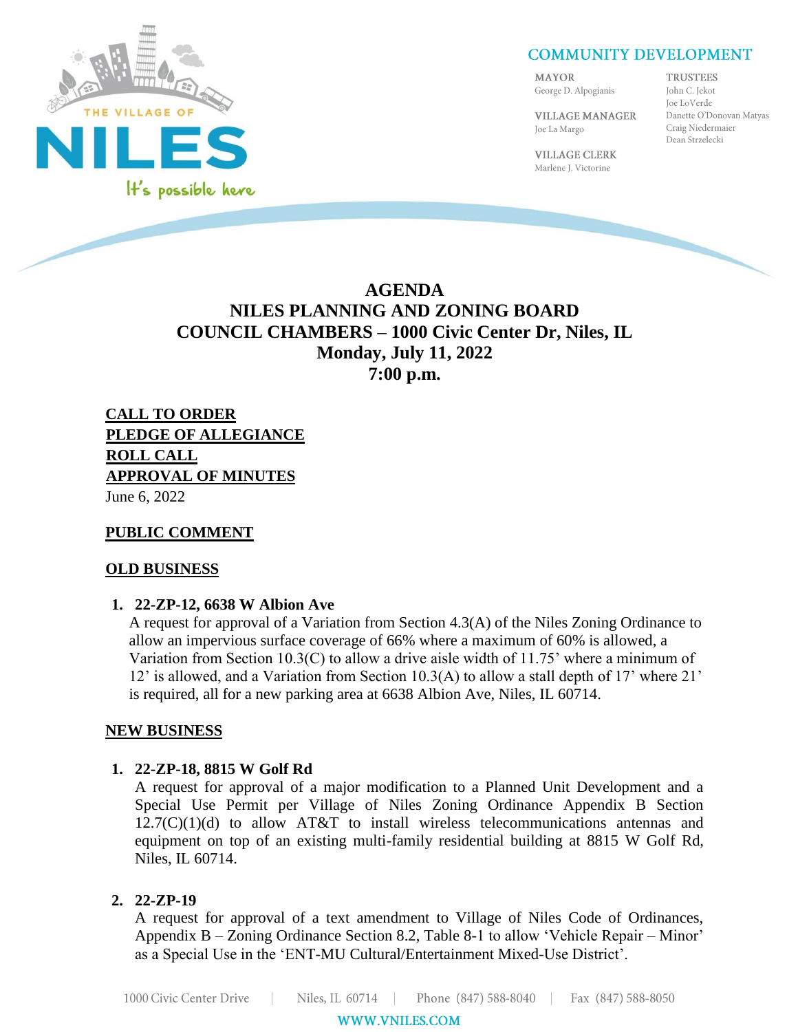THE VILLAGE OF **NILES**
It's possible here

COMMUNITY DEVELOPMENT

MAYOR
George D. Alpogianis

VILLAGE MANAGER
Joe La Margo

VILLAGE CLERK
Marlene J. Victorine

TRUSTEES
John C. Jekot
Joe LoVerde
Danette O'Donovan Matyas
Craig Niedermaier
Dean Strzelecki

# AGENDA
# NILES PLANNING AND ZONING BOARD
## COUNCIL CHAMBERS – 1000 Civic Center Dr, Niles, IL
## Monday, July 11, 2022
## 7:00 p.m.

**CALL TO ORDER**
**PLEDGE OF ALLEGIANCE**
**ROLL CALL**
**APPROVAL OF MINUTES**
June 6, 2022

**PUBLIC COMMENT**

**OLD BUSINESS**

1. **22-ZP-12, 6638 W Albion Ave**
   A request for approval of a Variation from Section 4.3(A) of the Niles Zoning Ordinance to allow an impervious surface coverage of 66% where a maximum of 60% is allowed, a Variation from Section 10.3(C) to allow a drive aisle width of 11.75' where a minimum of 12' is allowed, and a Variation from Section 10.3(A) to allow a stall depth of 17' where 21' is required, all for a new parking area at 6638 Albion Ave, Niles, IL 60714.

**NEW BUSINESS**

1. **22-ZP-18, 8815 W Golf Rd**
   A request for approval of a major modification to a Planned Unit Development and a Special Use Permit per Village of Niles Zoning Ordinance Appendix B Section 12.7(C)(1)(d) to allow AT&T to install wireless telecommunications antennas and equipment on top of an existing multi-family residential building at 8815 W Golf Rd, Niles, IL 60714.

2. **22-ZP-19**
   A request for approval of a text amendment to Village of Niles Code of Ordinances, Appendix B – Zoning Ordinance Section 8.2, Table 8-1 to allow 'Vehicle Repair – Minor' as a Special Use in the 'ENT-MU Cultural/Entertainment Mixed-Use District'.

1000 Civic Center Drive | Niles, IL 60714 | Phone (847) 588-8040 | Fax (847) 588-8050
WWW.VNILES.COM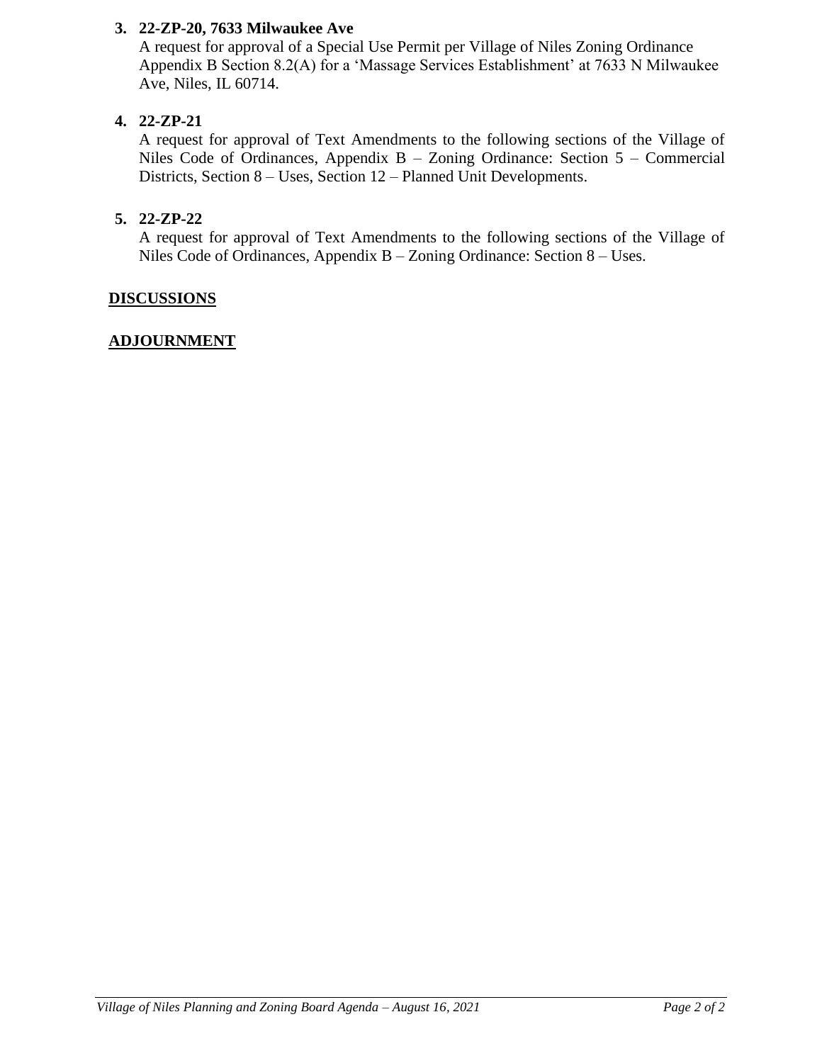3. **22-ZP-20, 7633 Milwaukee Ave**
   A request for approval of a Special Use Permit per Village of Niles Zoning Ordinance Appendix B Section 8.2(A) for a 'Massage Services Establishment' at 7633 N Milwaukee Ave, Niles, IL 60714.

4. **22-ZP-21**
   A request for approval of Text Amendments to the following sections of the Village of Niles Code of Ordinances, Appendix B – Zoning Ordinance: Section 5 – Commercial Districts, Section 8 – Uses, Section 12 – Planned Unit Developments.

5. **22-ZP-22**
   A request for approval of Text Amendments to the following sections of the Village of Niles Code of Ordinances, Appendix B – Zoning Ordinance: Section 8 – Uses.

## DISCUSSIONS

## ADJOURNMENT